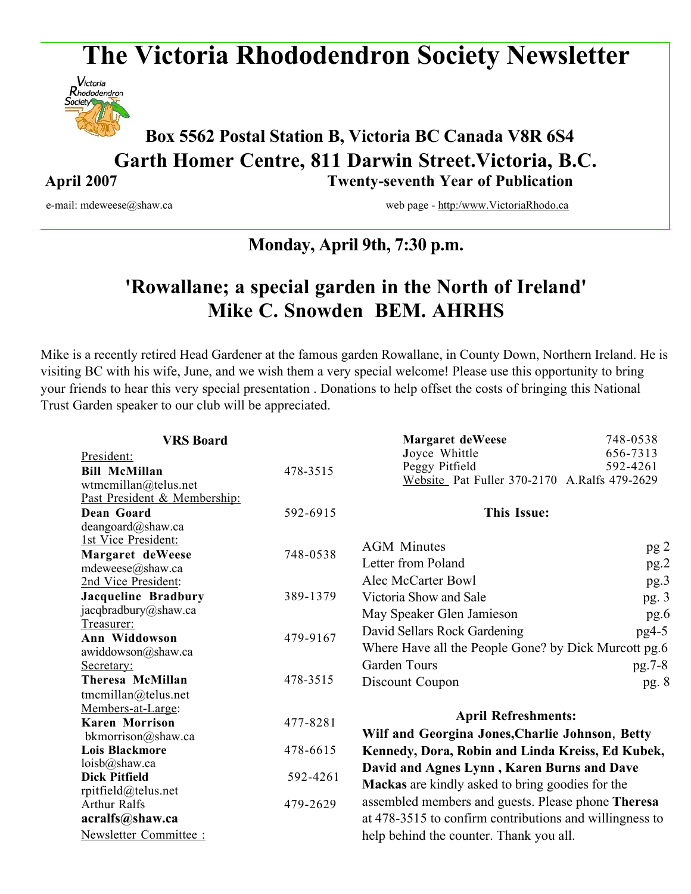# The Victoria Rhododendron Society Newsletter

**Box 5562 Postal Station B, Victoria BC Canada V8R 6S4**

**Garth Homer Centre, 811 Darwin Street.Victoria, B.C.**

**April 2007** **Twenty-seventh Year of Publication**

e-mail: mdeweese@shaw.ca web page - http:/www.VictoriaRhodo.ca

**Monday, April 9th, 7:30 p.m.**

## 'Rowallane; a special garden in the North of Ireland'
## Mike C. Snowden BEM. AHRHS

Mike is a recently retired Head Gardener at the famous garden Rowallane, in County Down, Northern Ireland. He is visiting BC with his wife, June, and we wish them a very special welcome! Please use this opportunity to bring your friends to hear this very special presentation . Donations to help offset the costs of bringing this National Trust Garden speaker to our club will be appreciated.

**VRS Board**

President:
**Bill McMillan** 478-3515
wtmcmillan@telus.net

Past President & Membership:
**Dean Goard** 592-6915
deangoard@shaw.ca

1st Vice President:
**Margaret deWeese** 748-0538
mdeweese@shaw.ca

2nd Vice President:
**Jacqueline Bradbury** 389-1379
jacqbradbury@shaw.ca

Treasurer:
**Ann Widdowson** 479-9167
awiddowson@shaw.ca

Secretary:
**Theresa McMillan** 478-3515
tmcmillan@telus.net

Members-at-Large:
**Karen Morrison** 477-8281
bkmorrison@shaw.ca
**Lois Blackmore** 478-6615
loisb@shaw.ca
**Dick Pitfield** 592-4261
rpitfield@telus.net
Arthur Ralfs 479-2629
**acralfs@shaw.ca**

Newsletter Committee :
**Margaret deWeese** 748-0538
**J**oyce Whittle 656-7313
Peggy Pitfield 592-4261

Website Pat Fuller 370-2170 A.Ralfs 479-2629

**This Issue:**

| | |
|---|---|
| AGM Minutes | pg 2 |
| Letter from Poland | pg.2 |
| Alec McCarter Bowl | pg.3 |
| Victoria Show and Sale | pg. 3 |
| May Speaker Glen Jamieson | pg.6 |
| David Sellars Rock Gardening | pg4-5 |
| Where Have all the People Gone? by Dick Murcott | pg.6 |
| Garden Tours | pg.7-8 |
| Discount Coupon | pg. 8 |

**April Refreshments:**

**Wilf and Georgina Jones,Charlie Johnson**, **Betty Kennedy, Dora, Robin and Linda Kreiss, Ed Kubek, David and Agnes Lynn , Karen Burns and Dave Mackas** are kindly asked to bring goodies for the assembled members and guests. Please phone **Theresa** at 478-3515 to confirm contributions and willingness to help behind the counter. Thank you all.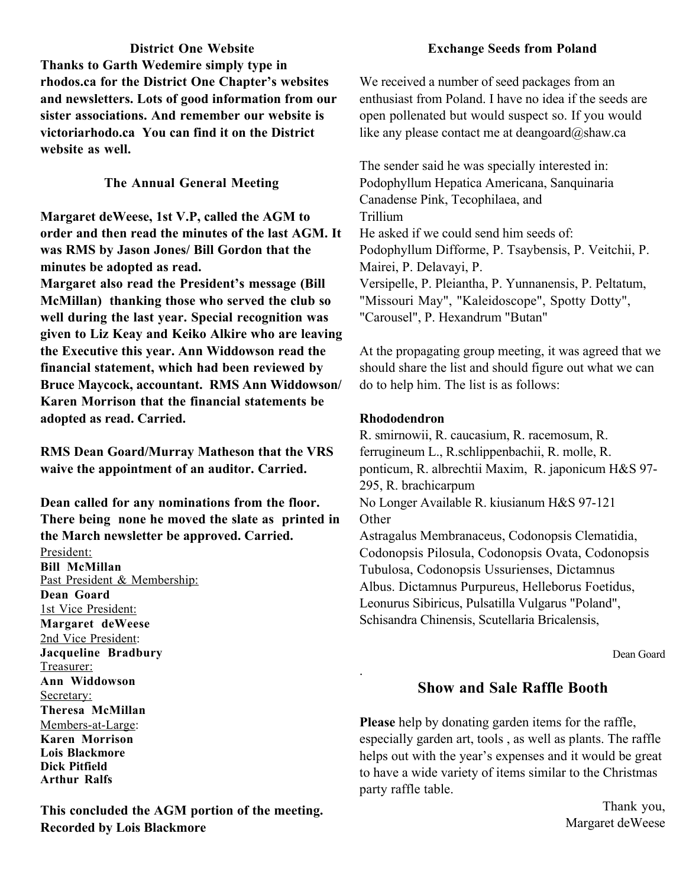### District One Website

**Thanks to Garth Wedemire simply type in rhodos.ca for the District One Chapter's websites and newsletters. Lots of good information from our sister associations. And remember our website is victoriarhodo.ca You can find it on the District website as well.**

### The Annual General Meeting

**Margaret deWeese, 1st V.P, called the AGM to order and then read the minutes of the last AGM. It was RMS by Jason Jones/ Bill Gordon that the minutes be adopted as read.**

**Margaret also read the President's message (Bill McMillan) thanking those who served the club so well during the last year. Special recognition was given to Liz Keay and Keiko Alkire who are leaving the Executive this year. Ann Widdowson read the financial statement, which had been reviewed by Bruce Maycock, accountant. RMS Ann Widdowson/ Karen Morrison that the financial statements be adopted as read. Carried.**

**RMS Dean Goard/Murray Matheson that the VRS waive the appointment of an auditor. Carried.**

**Dean called for any nominations from the floor. There being none he moved the slate as printed in the March newsletter be approved. Carried.**

President:
**Bill McMillan**
Past President & Membership:
**Dean Goard**
1st Vice President:
**Margaret deWeese**
2nd Vice President:
**Jacqueline Bradbury**
Treasurer:
**Ann Widdowson**
Secretary:
**Theresa McMillan**
Members-at-Large:
**Karen Morrison**
**Lois Blackmore**
**Dick Pitfield**
**Arthur Ralfs**

**This concluded the AGM portion of the meeting. Recorded by Lois Blackmore**

### Exchange Seeds from Poland

We received a number of seed packages from an enthusiast from Poland. I have no idea if the seeds are open pollenated but would suspect so. If you would like any please contact me at deangoard@shaw.ca

The sender said he was specially interested in:
Podophyllum Hepatica Americana, Sanquinaria Canadense Pink, Tecophilaea, and
Trillium
He asked if we could send him seeds of:
Podophyllum Difforme, P. Tsaybensis, P. Veitchii, P. Mairei, P. Delavayi, P.
Versipelle, P. Pleiantha, P. Yunnanensis, P. Peltatum, "Missouri May", "Kaleidoscope", Spotty Dotty", "Carousel", P. Hexandrum "Butan"

At the propagating group meeting, it was agreed that we should share the list and should figure out what we can do to help him. The list is as follows:

**Rhododendron**
R. smirnowii, R. caucasium, R. racemosum, R. ferrugineum L., R.schlippenbachii, R. molle, R. ponticum, R. albrechtii Maxim, R. japonicum H&S 97-295, R. brachicarpum
No Longer Available R. kiusianum H&S 97-121
Other
Astragalus Membranaceus, Codonopsis Clematidia, Codonopsis Pilosula, Codonopsis Ovata, Codonopsis Tubulosa, Codonopsis Ussurienses, Dictamnus Albus. Dictamnus Purpureus, Helleborus Foetidus, Leonurus Sibiricus, Pulsatilla Vulgarus "Poland", Schisandra Chinensis, Scutellaria Bricalensis,

Dean Goard

## Show and Sale Raffle Booth

**Please** help by donating garden items for the raffle, especially garden art, tools , as well as plants. The raffle helps out with the year's expenses and it would be great to have a wide variety of items similar to the Christmas party raffle table.

Thank you,
Margaret deWeese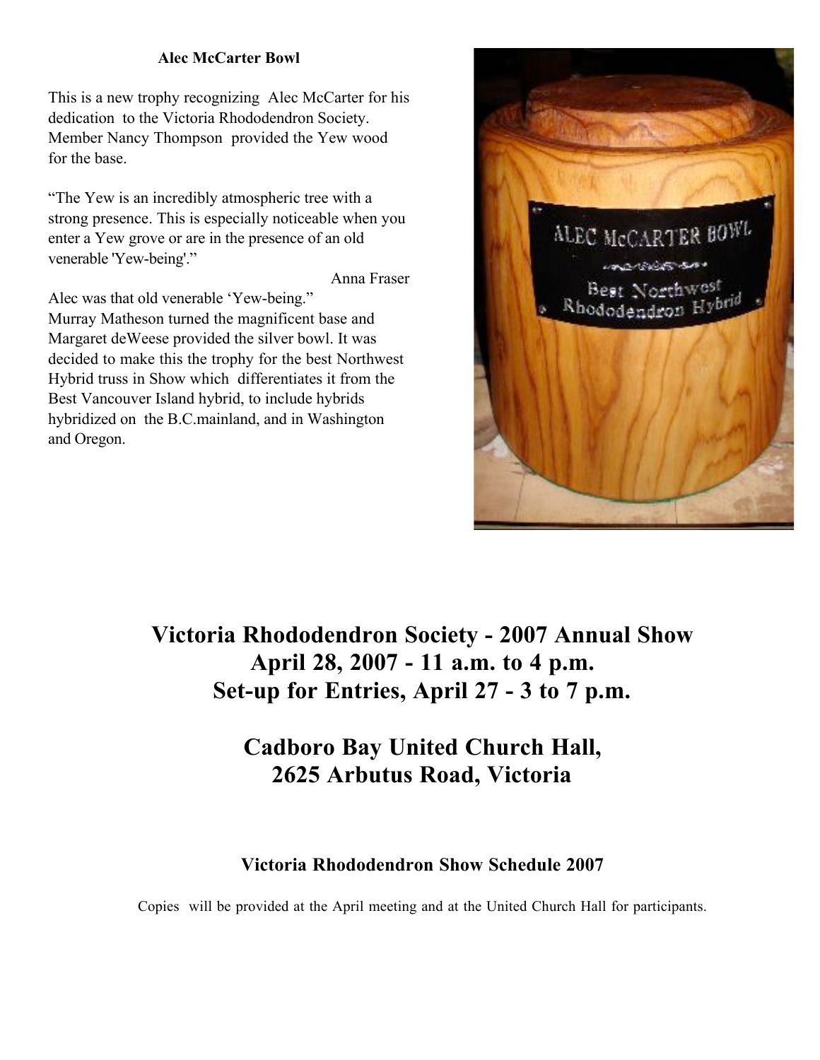### Alec McCarter Bowl

This is a new trophy recognizing Alec McCarter for his dedication to the Victoria Rhododendron Society. Member Nancy Thompson provided the Yew wood for the base.

"The Yew is an incredibly atmospheric tree with a strong presence. This is especially noticeable when you enter a Yew grove or are in the presence of an old venerable 'Yew-being'."

Anna Fraser

Alec was that old venerable 'Yew-being."
Murray Matheson turned the magnificent base and Margaret deWeese provided the silver bowl. It was decided to make this the trophy for the best Northwest Hybrid truss in Show which differentiates it from the Best Vancouver Island hybrid, to include hybrids hybridized on the B.C.mainland, and in Washington and Oregon.

# Victoria Rhododendron Society - 2007 Annual Show
# April 28, 2007 - 11 a.m. to 4 p.m.
# Set-up for Entries, April 27 - 3 to 7 p.m.

# Cadboro Bay United Church Hall,
# 2625 Arbutus Road, Victoria

### Victoria Rhododendron Show Schedule 2007

Copies will be provided at the April meeting and at the United Church Hall for participants.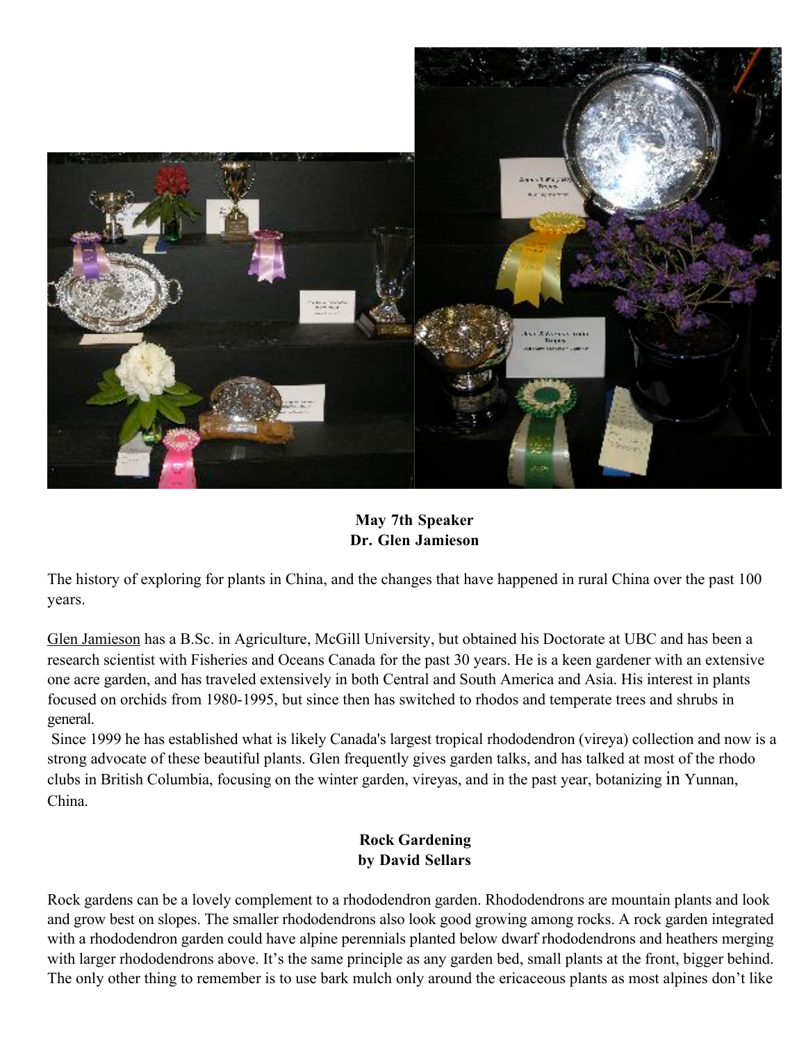**May 7th Speaker**
**Dr. Glen Jamieson**

The history of exploring for plants in China, and the changes that have happened in rural China over the past 100 years.

Glen Jamieson has a B.Sc. in Agriculture, McGill University, but obtained his Doctorate at UBC and has been a research scientist with Fisheries and Oceans Canada for the past 30 years. He is a keen gardener with an extensive one acre garden, and has traveled extensively in both Central and South America and Asia. His interest in plants focused on orchids from 1980-1995, but since then has switched to rhodos and temperate trees and shrubs in general.

Since 1999 he has established what is likely Canada's largest tropical rhododendron (vireya) collection and now is a strong advocate of these beautiful plants. Glen frequently gives garden talks, and has talked at most of the rhodo clubs in British Columbia, focusing on the winter garden, vireyas, and in the past year, botanizing in Yunnan, China.

**Rock Gardening**
**by David Sellars**

Rock gardens can be a lovely complement to a rhododendron garden. Rhododendrons are mountain plants and look and grow best on slopes. The smaller rhododendrons also look good growing among rocks. A rock garden integrated with a rhododendron garden could have alpine perennials planted below dwarf rhododendrons and heathers merging with larger rhododendrons above. It's the same principle as any garden bed, small plants at the front, bigger behind. The only other thing to remember is to use bark mulch only around the ericaceous plants as most alpines don't like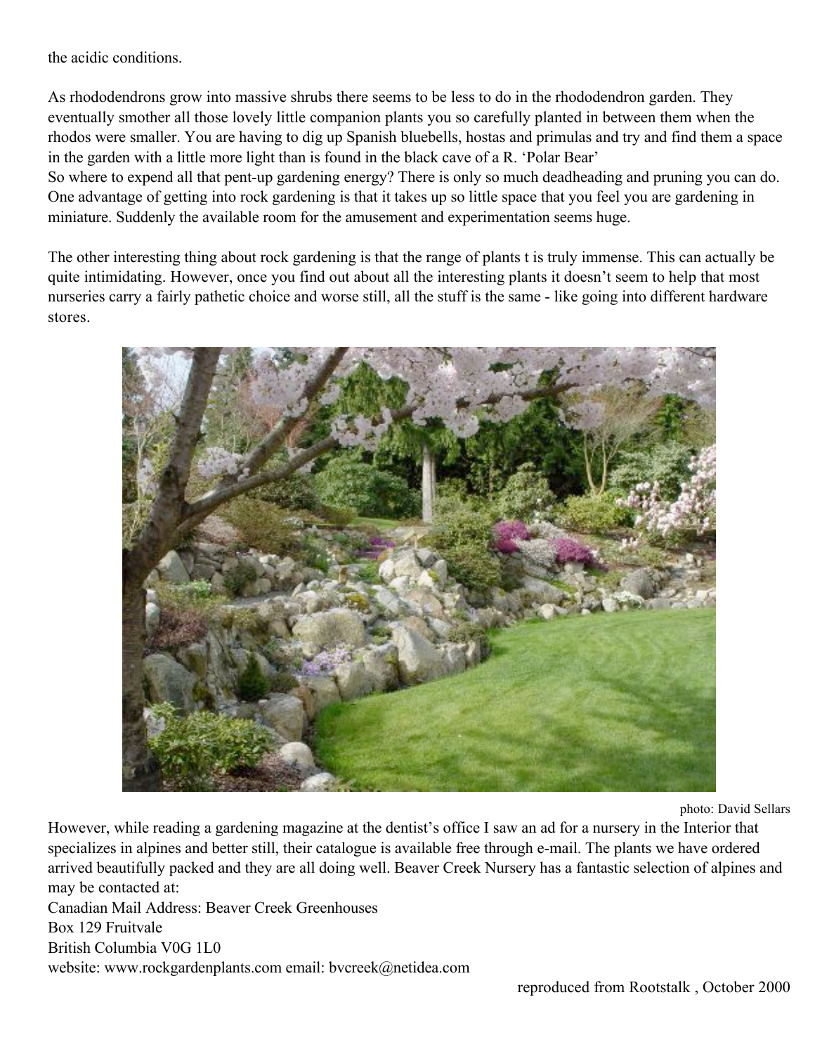the acidic conditions.

As rhododendrons grow into massive shrubs there seems to be less to do in the rhododendron garden. They eventually smother all those lovely little companion plants you so carefully planted in between them when the rhodos were smaller. You are having to dig up Spanish bluebells, hostas and primulas and try and find them a space in the garden with a little more light than is found in the black cave of a R. 'Polar Bear'
So where to expend all that pent-up gardening energy? There is only so much deadheading and pruning you can do. One advantage of getting into rock gardening is that it takes up so little space that you feel you are gardening in miniature. Suddenly the available room for the amusement and experimentation seems huge.

The other interesting thing about rock gardening is that the range of plants t is truly immense. This can actually be quite intimidating. However, once you find out about all the interesting plants it doesn't seem to help that most nurseries carry a fairly pathetic choice and worse still, all the stuff is the same - like going into different hardware stores.

photo: David Sellars

However, while reading a gardening magazine at the dentist's office I saw an ad for a nursery in the Interior that specializes in alpines and better still, their catalogue is available free through e-mail. The plants we have ordered arrived beautifully packed and they are all doing well. Beaver Creek Nursery has a fantastic selection of alpines and may be contacted at:
Canadian Mail Address: Beaver Creek Greenhouses
Box 129 Fruitvale
British Columbia V0G 1L0
website: www.rockgardenplants.com email: bvcreek@netidea.com

reproduced from Rootstalk , October 2000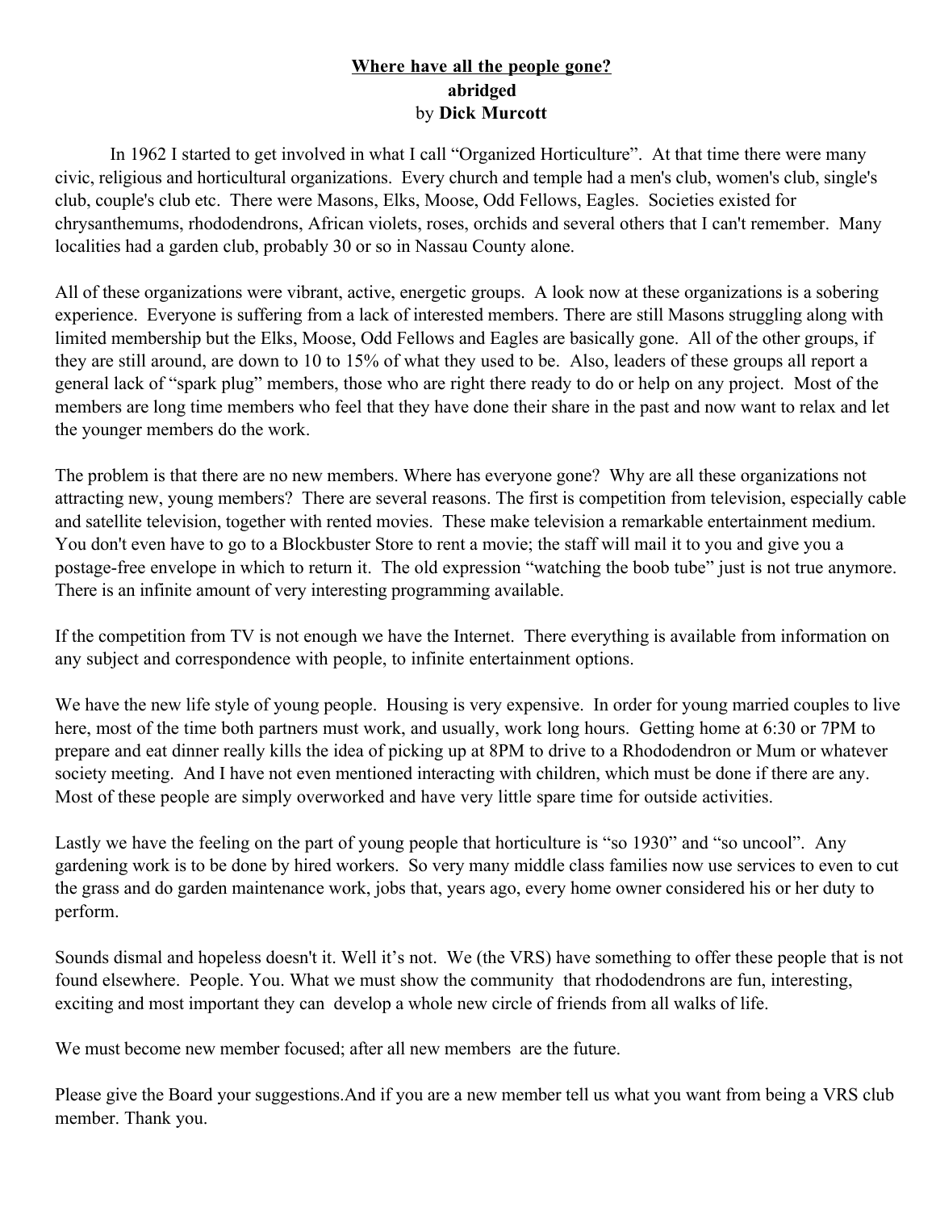# **Where have all the people gone?**
**abridged**
by **Dick Murcott**

In 1962 I started to get involved in what I call "Organized Horticulture". At that time there were many civic, religious and horticultural organizations. Every church and temple had a men's club, women's club, single's club, couple's club etc. There were Masons, Elks, Moose, Odd Fellows, Eagles. Societies existed for chrysanthemums, rhododendrons, African violets, roses, orchids and several others that I can't remember. Many localities had a garden club, probably 30 or so in Nassau County alone.

All of these organizations were vibrant, active, energetic groups. A look now at these organizations is a sobering experience. Everyone is suffering from a lack of interested members. There are still Masons struggling along with limited membership but the Elks, Moose, Odd Fellows and Eagles are basically gone. All of the other groups, if they are still around, are down to 10 to 15% of what they used to be. Also, leaders of these groups all report a general lack of "spark plug" members, those who are right there ready to do or help on any project. Most of the members are long time members who feel that they have done their share in the past and now want to relax and let the younger members do the work.

The problem is that there are no new members. Where has everyone gone? Why are all these organizations not attracting new, young members? There are several reasons. The first is competition from television, especially cable and satellite television, together with rented movies. These make television a remarkable entertainment medium. You don't even have to go to a Blockbuster Store to rent a movie; the staff will mail it to you and give you a postage-free envelope in which to return it. The old expression "watching the boob tube" just is not true anymore. There is an infinite amount of very interesting programming available.

If the competition from TV is not enough we have the Internet. There everything is available from information on any subject and correspondence with people, to infinite entertainment options.

We have the new life style of young people. Housing is very expensive. In order for young married couples to live here, most of the time both partners must work, and usually, work long hours. Getting home at 6:30 or 7PM to prepare and eat dinner really kills the idea of picking up at 8PM to drive to a Rhododendron or Mum or whatever society meeting. And I have not even mentioned interacting with children, which must be done if there are any. Most of these people are simply overworked and have very little spare time for outside activities.

Lastly we have the feeling on the part of young people that horticulture is "so 1930" and "so uncool". Any gardening work is to be done by hired workers. So very many middle class families now use services to even to cut the grass and do garden maintenance work, jobs that, years ago, every home owner considered his or her duty to perform.

Sounds dismal and hopeless doesn't it. Well it's not. We (the VRS) have something to offer these people that is not found elsewhere. People. You. What we must show the community that rhododendrons are fun, interesting, exciting and most important they can develop a whole new circle of friends from all walks of life.

We must become new member focused; after all new members are the future.

Please give the Board your suggestions.And if you are a new member tell us what you want from being a VRS club member. Thank you.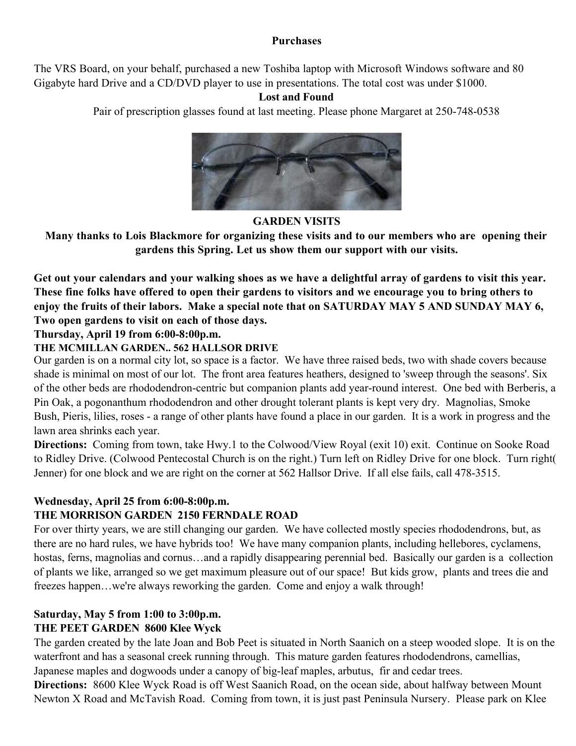**Purchases**

The VRS Board, on your behalf, purchased a new Toshiba laptop with Microsoft Windows software and 80 Gigabyte hard Drive and a CD/DVD player to use in presentations. The total cost was under $1000.

**Lost and Found**

Pair of prescription glasses found at last meeting. Please phone Margaret at 250-748-0538

**GARDEN VISITS**

**Many thanks to Lois Blackmore for organizing these visits and to our members who are opening their gardens this Spring. Let us show them our support with our visits.**

**Get out your calendars and your walking shoes as we have a delightful array of gardens to visit this year. These fine folks have offered to open their gardens to visitors and we encourage you to bring others to enjoy the fruits of their labors. Make a special note that on SATURDAY MAY 5 AND SUNDAY MAY 6, Two open gardens to visit on each of those days.**

**Thursday, April 19 from 6:00-8:00p.m.**

**THE MCMILLAN GARDEN.. 562 HALLSOR DRIVE**

Our garden is on a normal city lot, so space is a factor. We have three raised beds, two with shade covers because shade is minimal on most of our lot. The front area features heathers, designed to 'sweep through the seasons'. Six of the other beds are rhododendron-centric but companion plants add year-round interest. One bed with Berberis, a Pin Oak, a pogonanthum rhododendron and other drought tolerant plants is kept very dry. Magnolias, Smoke Bush, Pieris, lilies, roses - a range of other plants have found a place in our garden. It is a work in progress and the lawn area shrinks each year.

**Directions:** Coming from town, take Hwy.1 to the Colwood/View Royal (exit 10) exit. Continue on Sooke Road to Ridley Drive. (Colwood Pentecostal Church is on the right.) Turn left on Ridley Drive for one block. Turn right( Jenner) for one block and we are right on the corner at 562 Hallsor Drive. If all else fails, call 478-3515.

**Wednesday, April 25 from 6:00-8:00p.m.**

**THE MORRISON GARDEN 2150 FERNDALE ROAD**

For over thirty years, we are still changing our garden. We have collected mostly species rhododendrons, but, as there are no hard rules, we have hybrids too! We have many companion plants, including hellebores, cyclamens, hostas, ferns, magnolias and cornus…and a rapidly disappearing perennial bed. Basically our garden is a collection of plants we like, arranged so we get maximum pleasure out of our space! But kids grow, plants and trees die and freezes happen…we're always reworking the garden. Come and enjoy a walk through!

**Saturday, May 5 from 1:00 to 3:00p.m.**

**THE PEET GARDEN 8600 Klee Wyck**

The garden created by the late Joan and Bob Peet is situated in North Saanich on a steep wooded slope. It is on the waterfront and has a seasonal creek running through. This mature garden features rhododendrons, camellias, Japanese maples and dogwoods under a canopy of big-leaf maples, arbutus, fir and cedar trees.

**Directions:** 8600 Klee Wyck Road is off West Saanich Road, on the ocean side, about halfway between Mount Newton X Road and McTavish Road. Coming from town, it is just past Peninsula Nursery. Please park on Klee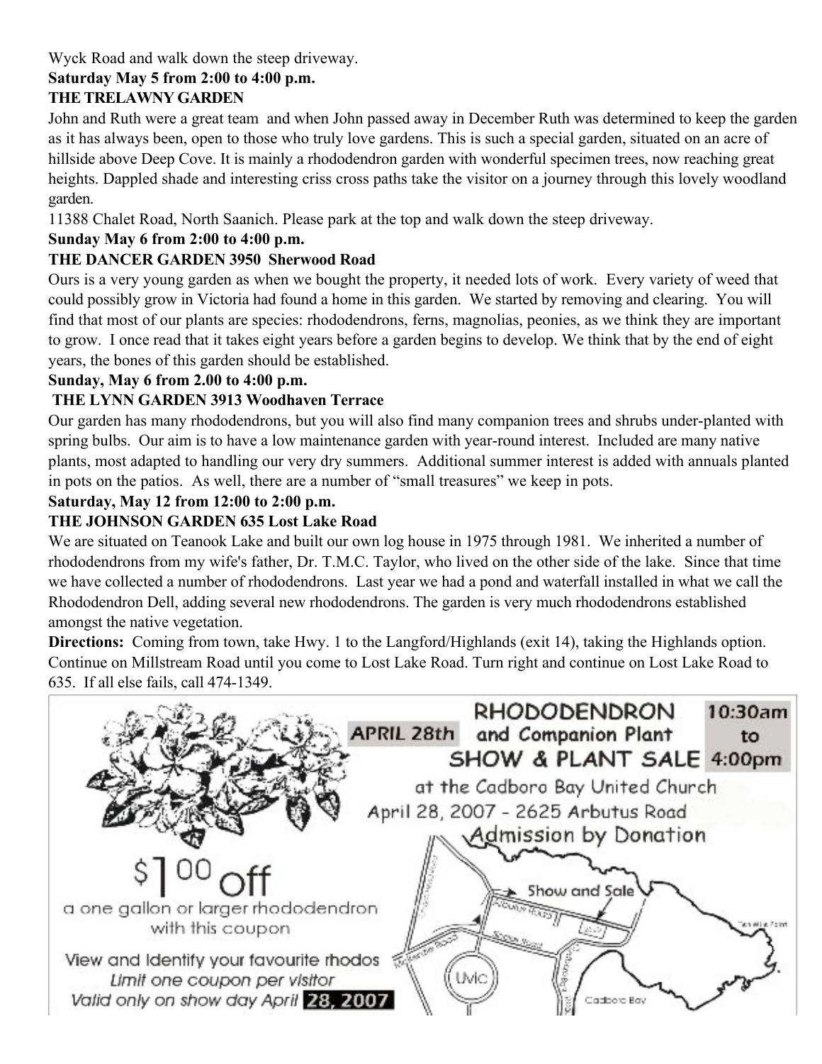Wyck Road and walk down the steep driveway.

**Saturday May 5 from 2:00 to 4:00 p.m.**

**THE TRELAWNY GARDEN**

John and Ruth were a great team and when John passed away in December Ruth was determined to keep the garden as it has always been, open to those who truly love gardens. This is such a special garden, situated on an acre of hillside above Deep Cove. It is mainly a rhododendron garden with wonderful specimen trees, now reaching great heights. Dappled shade and interesting criss cross paths take the visitor on a journey through this lovely woodland garden.

11388 Chalet Road, North Saanich. Please park at the top and walk down the steep driveway.

**Sunday May 6 from 2:00 to 4:00 p.m.**

**THE DANCER GARDEN 3950 Sherwood Road**

Ours is a very young garden as when we bought the property, it needed lots of work. Every variety of weed that could possibly grow in Victoria had found a home in this garden. We started by removing and clearing. You will find that most of our plants are species: rhododendrons, ferns, magnolias, peonies, as we think they are important to grow. I once read that it takes eight years before a garden begins to develop. We think that by the end of eight years, the bones of this garden should be established.

**Sunday, May 6 from 2.00 to 4:00 p.m.**

**THE LYNN GARDEN 3913 Woodhaven Terrace**

Our garden has many rhododendrons, but you will also find many companion trees and shrubs under-planted with spring bulbs. Our aim is to have a low maintenance garden with year-round interest. Included are many native plants, most adapted to handling our very dry summers. Additional summer interest is added with annuals planted in pots on the patios. As well, there are a number of "small treasures" we keep in pots.

**Saturday, May 12 from 12:00 to 2:00 p.m.**

**THE JOHNSON GARDEN 635 Lost Lake Road**

We are situated on Teanook Lake and built our own log house in 1975 through 1981. We inherited a number of rhododendrons from my wife's father, Dr. T.M.C. Taylor, who lived on the other side of the lake. Since that time we have collected a number of rhododendrons. Last year we had a pond and waterfall installed in what we call the Rhododendron Dell, adding several new rhododendrons. The garden is very much rhododendrons established amongst the native vegetation.

**Directions:** Coming from town, take Hwy. 1 to the Langford/Highlands (exit 14), taking the Highlands option. Continue on Millstream Road until you come to Lost Lake Road. Turn right and continue on Lost Lake Road to 635. If all else fails, call 474-1349.

APRIL 28th RHODODENDRON and Companion Plant SHOW & PLANT SALE 10:30am to 4:00pm

at the Cadboro Bay United Church

April 28, 2007 - 2625 Arbutus Road

Admission by Donation

$1.00 off

a one gallon or larger rhododendron with this coupon

View and Identify your favourite rhodos

*Limit one coupon per visitor*

*Valid only on show day April* **28, 2007**

Show and Sale

UVic

Cadboro Bay